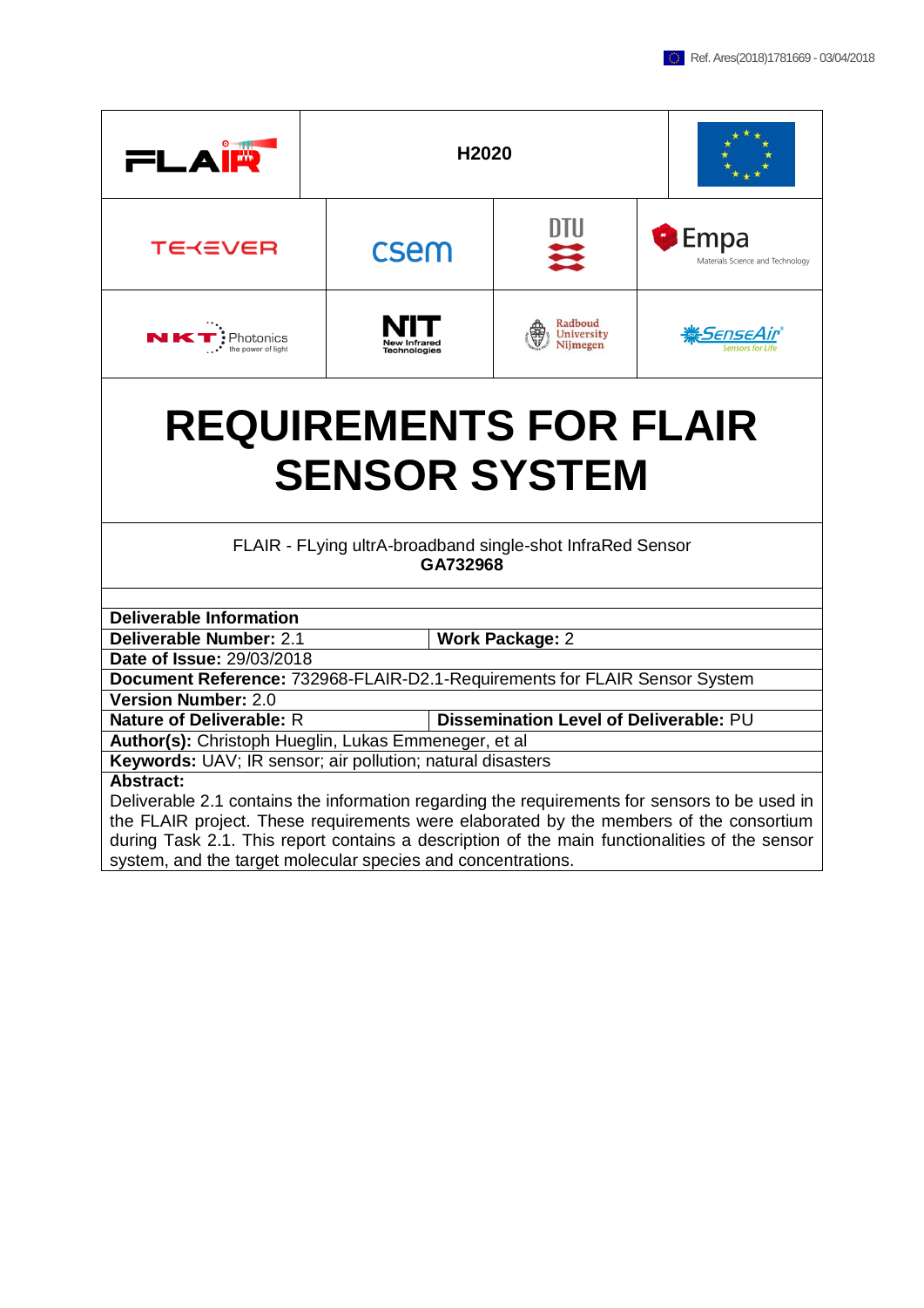Ref. Ares(2018)1781669 - 03/04/2018

| FLAIR | H2020 | |
|---|---|---|

| TEKEVER | csem | DTU | Empa Materials Science and Technology |
|---|---|---|---|
| NKT Photonics the power of light | NIT New Infrared Technologies | Radboud University Nijmegen | SenseAir Sensors for Life |

# REQUIREMENTS FOR FLAIR SENSOR SYSTEM

FLAIR - FLying ultrA-broadband single-shot InfraRed Sensor
**GA732968**

| **Deliverable Information** | |
|---|---|
| **Deliverable Number:** 2.1 | **Work Package:** 2 |
| **Date of Issue:** 29/03/2018 | |
| **Document Reference:** 732968-FLAIR-D2.1-Requirements for FLAIR Sensor System | |
| **Version Number:** 2.0 | |
| **Nature of Deliverable:** R | **Dissemination Level of Deliverable:** PU |
| **Author(s):** Christoph Hueglin, Lukas Emmeneger, et al | |
| **Keywords:** UAV; IR sensor; air pollution; natural disasters | |

**Abstract:**
Deliverable 2.1 contains the information regarding the requirements for sensors to be used in the FLAIR project. These requirements were elaborated by the members of the consortium during Task 2.1. This report contains a description of the main functionalities of the sensor system, and the target molecular species and concentrations.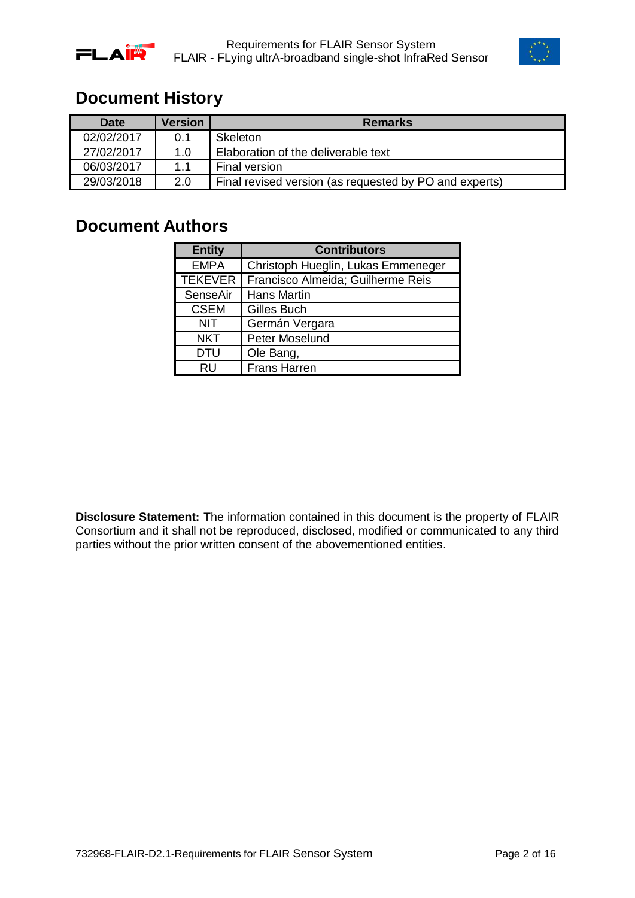# Document History

| Date | Version | Remarks |
|---|---|---|
| 02/02/2017 | 0.1 | Skeleton |
| 27/02/2017 | 1.0 | Elaboration of the deliverable text |
| 06/03/2017 | 1.1 | Final version |
| 29/03/2018 | 2.0 | Final revised version (as requested by PO and experts) |

# Document Authors

| Entity | Contributors |
|---|---|
| EMPA | Christoph Hueglin, Lukas Emmeneger |
| TEKEVER | Francisco Almeida; Guilherme Reis |
| SenseAir | Hans Martin |
| CSEM | Gilles Buch |
| NIT | Germán Vergara |
| NKT | Peter Moselund |
| DTU | Ole Bang, |
| RU | Frans Harren |

**Disclosure Statement:** The information contained in this document is the property of FLAIR Consortium and it shall not be reproduced, disclosed, modified or communicated to any third parties without the prior written consent of the abovementioned entities.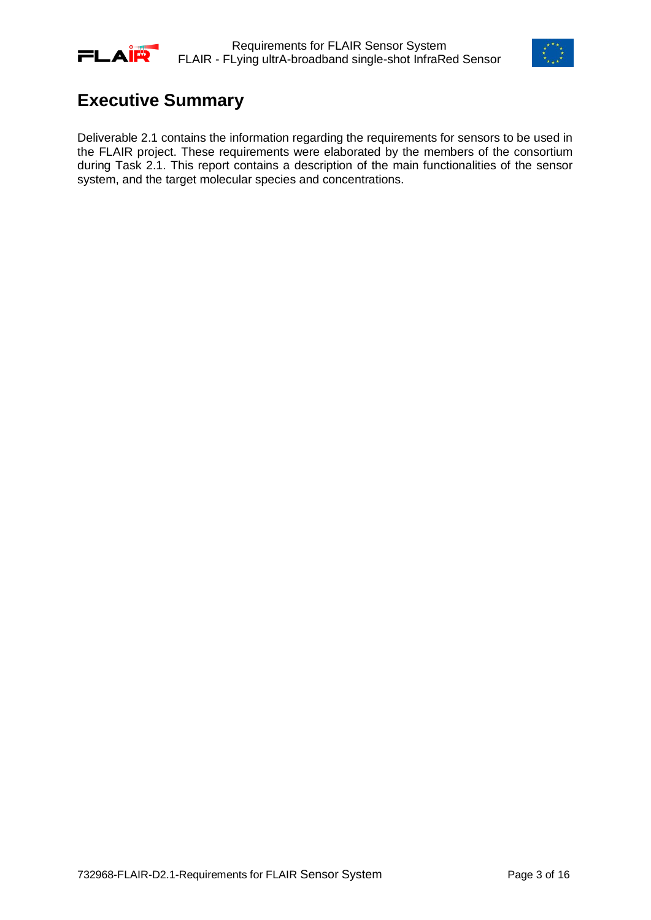# Executive Summary

Deliverable 2.1 contains the information regarding the requirements for sensors to be used in the FLAIR project. These requirements were elaborated by the members of the consortium during Task 2.1. This report contains a description of the main functionalities of the sensor system, and the target molecular species and concentrations.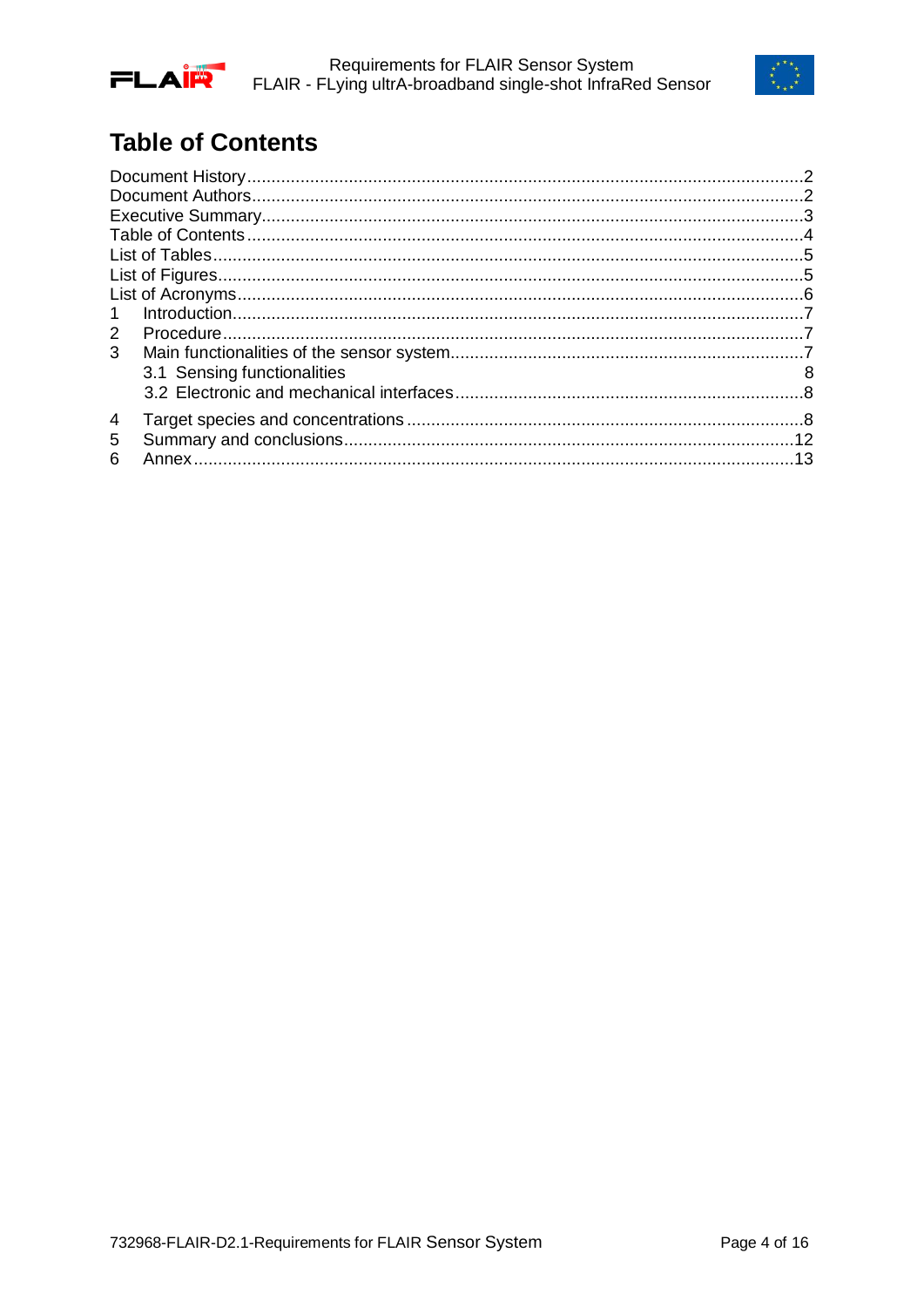# Table of Contents

Document History ........................................................................................................2
Document Authors ........................................................................................................2
Executive Summary ......................................................................................................3
Table of Contents .........................................................................................................4
List of Tables ................................................................................................................5
List of Figures ...............................................................................................................5
List of Acronyms ...........................................................................................................6
1 Introduction .................................................................................................................7
2 Procedure ....................................................................................................................7
3 Main functionalities of the sensor system ....................................................................7
3.1 Sensing functionalities 8
3.2 Electronic and mechanical interfaces ..........................................................................8
4 Target species and concentrations ...............................................................................8
5 Summary and conclusions ..........................................................................................12
6 Annex ..........................................................................................................................13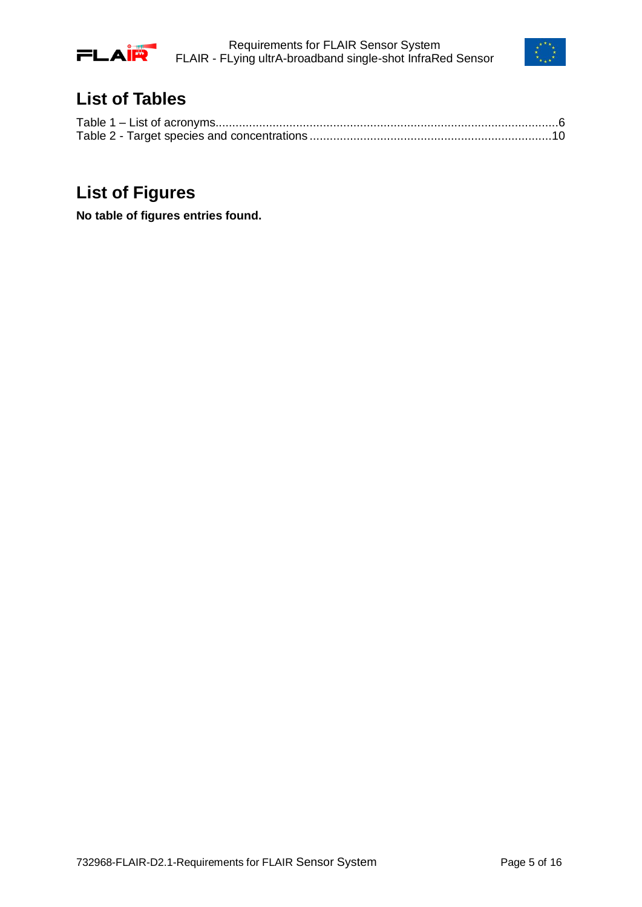# List of Tables

Table 1 – List of acronyms......................................................................................................6
Table 2 - Target species and concentrations........................................................................10

# List of Figures

**No table of figures entries found.**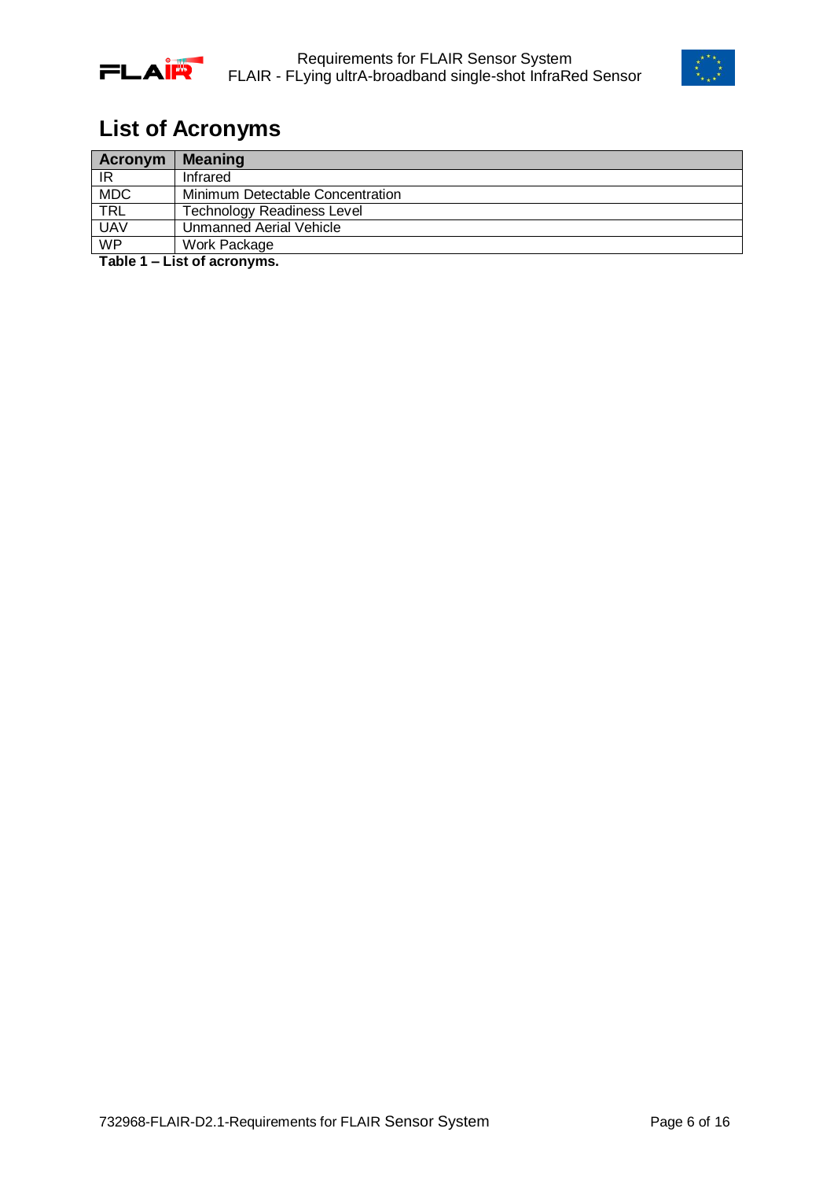# List of Acronyms

| Acronym | Meaning |
|---|---|
| IR | Infrared |
| MDC | Minimum Detectable Concentration |
| TRL | Technology Readiness Level |
| UAV | Unmanned Aerial Vehicle |
| WP | Work Package |

**Table 1 – List of acronyms.**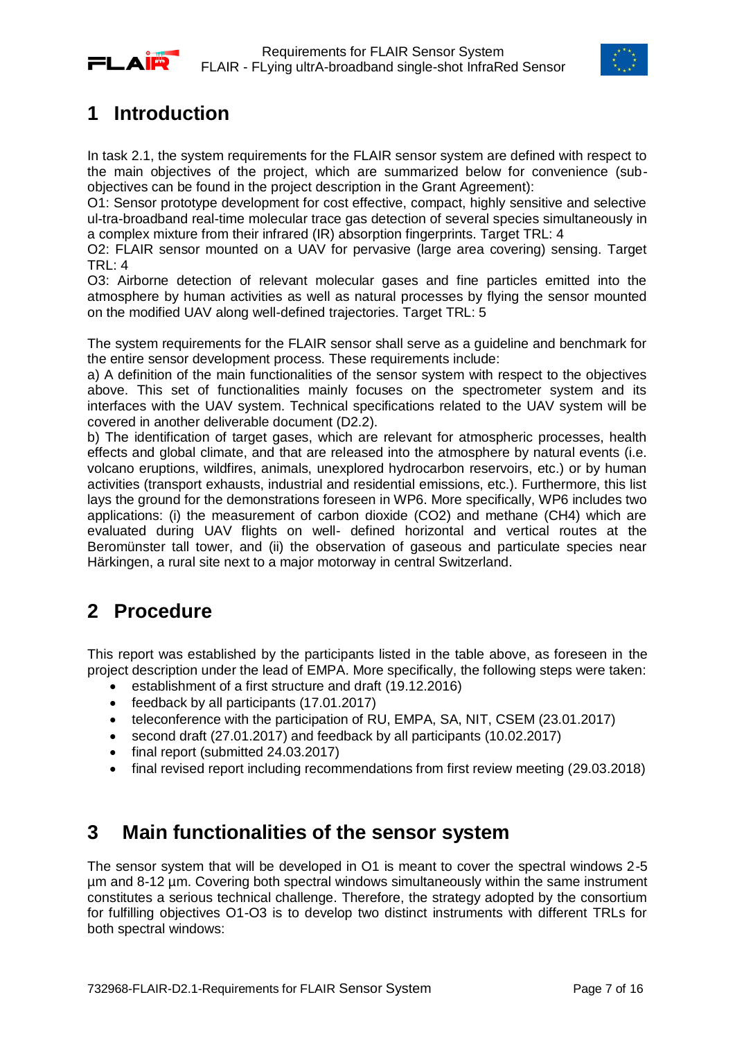# 1 Introduction

In task 2.1, the system requirements for the FLAIR sensor system are defined with respect to the main objectives of the project, which are summarized below for convenience (sub-objectives can be found in the project description in the Grant Agreement):

O1: Sensor prototype development for cost effective, compact, highly sensitive and selective ul-tra-broadband real-time molecular trace gas detection of several species simultaneously in a complex mixture from their infrared (IR) absorption fingerprints. Target TRL: 4

O2: FLAIR sensor mounted on a UAV for pervasive (large area covering) sensing. Target TRL: 4

O3: Airborne detection of relevant molecular gases and fine particles emitted into the atmosphere by human activities as well as natural processes by flying the sensor mounted on the modified UAV along well-defined trajectories. Target TRL: 5

The system requirements for the FLAIR sensor shall serve as a guideline and benchmark for the entire sensor development process. These requirements include:

a) A definition of the main functionalities of the sensor system with respect to the objectives above. This set of functionalities mainly focuses on the spectrometer system and its interfaces with the UAV system. Technical specifications related to the UAV system will be covered in another deliverable document (D2.2).

b) The identification of target gases, which are relevant for atmospheric processes, health effects and global climate, and that are released into the atmosphere by natural events (i.e. volcano eruptions, wildfires, animals, unexplored hydrocarbon reservoirs, etc.) or by human activities (transport exhausts, industrial and residential emissions, etc.). Furthermore, this list lays the ground for the demonstrations foreseen in WP6. More specifically, WP6 includes two applications: (i) the measurement of carbon dioxide (CO2) and methane (CH4) which are evaluated during UAV flights on well- defined horizontal and vertical routes at the Beromünster tall tower, and (ii) the observation of gaseous and particulate species near Härkingen, a rural site next to a major motorway in central Switzerland.

# 2 Procedure

This report was established by the participants listed in the table above, as foreseen in the project description under the lead of EMPA. More specifically, the following steps were taken:

- establishment of a first structure and draft (19.12.2016)
- feedback by all participants (17.01.2017)
- teleconference with the participation of RU, EMPA, SA, NIT, CSEM (23.01.2017)
- second draft (27.01.2017) and feedback by all participants (10.02.2017)
- final report (submitted 24.03.2017)
- final revised report including recommendations from first review meeting (29.03.2018)

# 3 Main functionalities of the sensor system

The sensor system that will be developed in O1 is meant to cover the spectral windows 2-5 µm and 8-12 µm. Covering both spectral windows simultaneously within the same instrument constitutes a serious technical challenge. Therefore, the strategy adopted by the consortium for fulfilling objectives O1-O3 is to develop two distinct instruments with different TRLs for both spectral windows: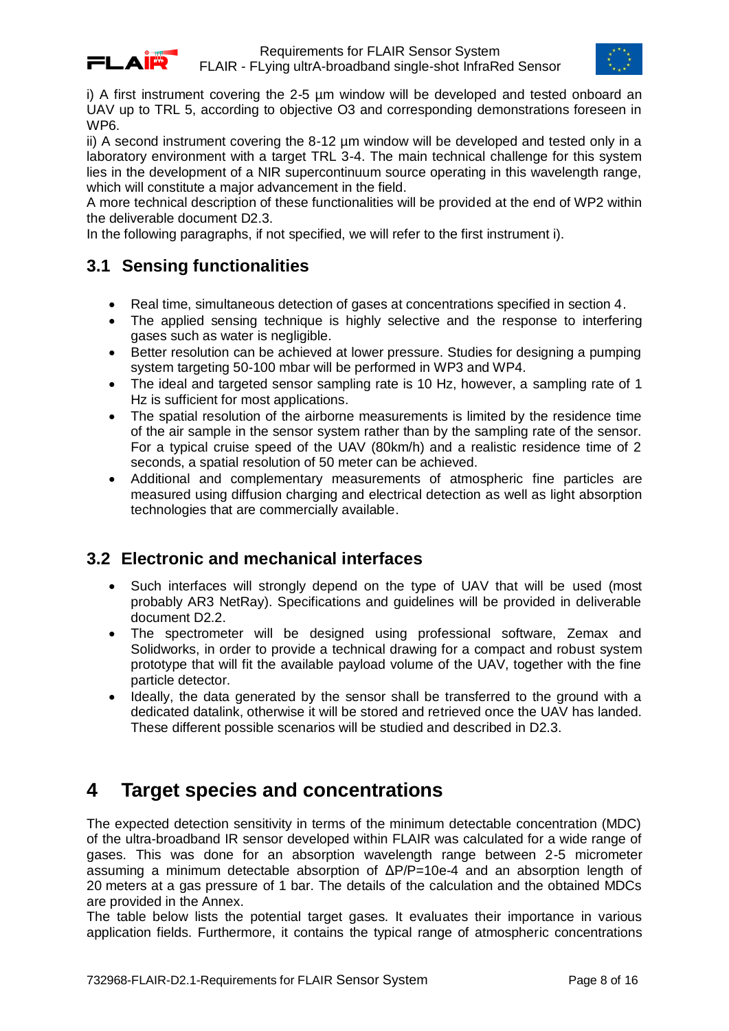i) A first instrument covering the 2-5 µm window will be developed and tested onboard an UAV up to TRL 5, according to objective O3 and corresponding demonstrations foreseen in WP6.
ii) A second instrument covering the 8-12 µm window will be developed and tested only in a laboratory environment with a target TRL 3-4. The main technical challenge for this system lies in the development of a NIR supercontinuum source operating in this wavelength range, which will constitute a major advancement in the field.
A more technical description of these functionalities will be provided at the end of WP2 within the deliverable document D2.3.
In the following paragraphs, if not specified, we will refer to the first instrument i).

## 3.1 Sensing functionalities

- Real time, simultaneous detection of gases at concentrations specified in section 4.
- The applied sensing technique is highly selective and the response to interfering gases such as water is negligible.
- Better resolution can be achieved at lower pressure. Studies for designing a pumping system targeting 50-100 mbar will be performed in WP3 and WP4.
- The ideal and targeted sensor sampling rate is 10 Hz, however, a sampling rate of 1 Hz is sufficient for most applications.
- The spatial resolution of the airborne measurements is limited by the residence time of the air sample in the sensor system rather than by the sampling rate of the sensor. For a typical cruise speed of the UAV (80km/h) and a realistic residence time of 2 seconds, a spatial resolution of 50 meter can be achieved.
- Additional and complementary measurements of atmospheric fine particles are measured using diffusion charging and electrical detection as well as light absorption technologies that are commercially available.

## 3.2 Electronic and mechanical interfaces

- Such interfaces will strongly depend on the type of UAV that will be used (most probably AR3 NetRay). Specifications and guidelines will be provided in deliverable document D2.2.
- The spectrometer will be designed using professional software, Zemax and Solidworks, in order to provide a technical drawing for a compact and robust system prototype that will fit the available payload volume of the UAV, together with the fine particle detector.
- Ideally, the data generated by the sensor shall be transferred to the ground with a dedicated datalink, otherwise it will be stored and retrieved once the UAV has landed. These different possible scenarios will be studied and described in D2.3.

# 4 Target species and concentrations

The expected detection sensitivity in terms of the minimum detectable concentration (MDC) of the ultra-broadband IR sensor developed within FLAIR was calculated for a wide range of gases. This was done for an absorption wavelength range between 2-5 micrometer assuming a minimum detectable absorption of $\Delta P/P$=10e-4 and an absorption length of 20 meters at a gas pressure of 1 bar. The details of the calculation and the obtained MDCs are provided in the Annex.
The table below lists the potential target gases. It evaluates their importance in various application fields. Furthermore, it contains the typical range of atmospheric concentrations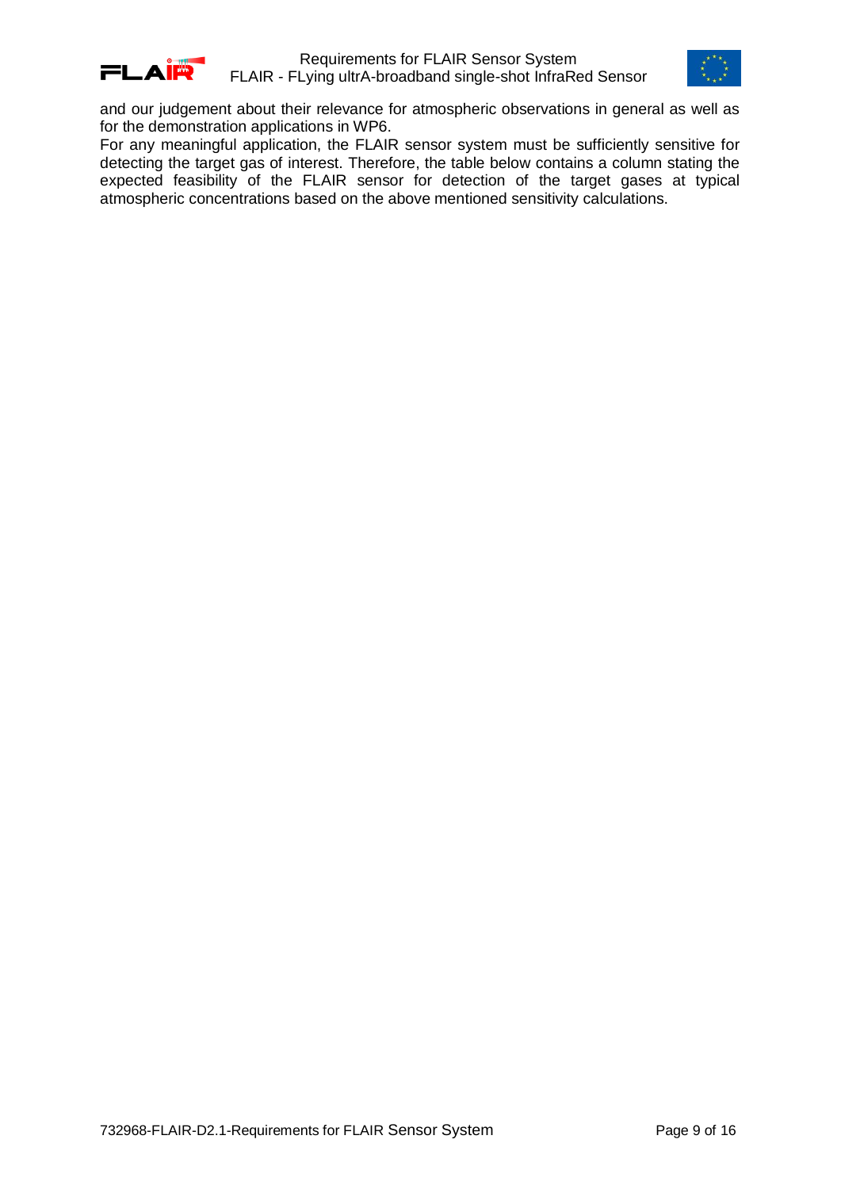and our judgement about their relevance for atmospheric observations in general as well as for the demonstration applications in WP6.

For any meaningful application, the FLAIR sensor system must be sufficiently sensitive for detecting the target gas of interest. Therefore, the table below contains a column stating the expected feasibility of the FLAIR sensor for detection of the target gases at typical atmospheric concentrations based on the above mentioned sensitivity calculations.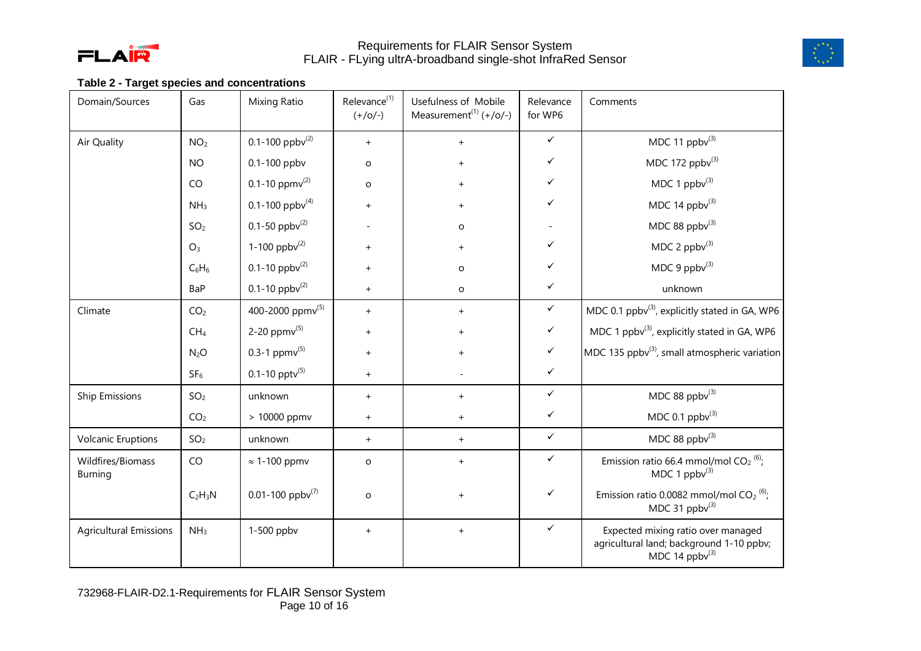**Table 2 - Target species and concentrations**

| Domain/Sources | Gas | Mixing Ratio | Relevance[1] (+/o/-) | Usefulness of Mobile Measurement[1] (+/o/-) | Relevance for WP6 | Comments |
|---|---|---|---|---|---|---|
| Air Quality | $NO_2$ | 0.1-100 ppbv[2] | + | + | ✓ | MDC 11 ppbv[3] |
| | NO | 0.1-100 ppbv | o | + | ✓ | MDC 172 ppbv[3] |
| | CO | 0.1-10 ppmv[2] | o | + | ✓ | MDC 1 ppbv[3] |
| | $NH_3$ | 0.1-100 ppbv[4] | + | + | ✓ | MDC 14 ppbv[3] |
| | $SO_2$ | 0.1-50 ppbv[2] | - | o | - | MDC 88 ppbv[3] |
| | $O_3$ | 1-100 ppbv[2] | + | + | ✓ | MDC 2 ppbv[3] |
| | $C_6H_6$ | 0.1-10 ppbv[2] | + | o | ✓ | MDC 9 ppbv[3] |
| | BaP | 0.1-10 ppbv[2] | + | o | ✓ | unknown |
| Climate | $CO_2$ | 400-2000 ppmv[5] | + | + | ✓ | MDC 0.1 ppbv[3], explicitly stated in GA, WP6 |
| | $CH_4$ | 2-20 ppmv[5] | + | + | ✓ | MDC 1 ppbv[3], explicitly stated in GA, WP6 |
| | $N_2O$ | 0.3-1 ppmv[5] | + | + | ✓ | MDC 135 ppbv[3], small atmospheric variation |
| | $SF_6$ | 0.1-10 pptv[5] | + | - | ✓ | |
| Ship Emissions | $SO_2$ | unknown | + | + | ✓ | MDC 88 ppbv[3] |
| | $CO_2$ | > 10000 ppmv | + | + | ✓ | MDC 0.1 ppbv[3] |
| Volcanic Eruptions | $SO_2$ | unknown | + | + | ✓ | MDC 88 ppbv[3] |
| Wildfires/Biomass Burning | CO | ≈ 1-100 ppmv | o | + | ✓ | Emission ratio 66.4 mmol/mol $CO_2$ [6]; MDC 1 ppbv[3] |
| | $C_2H_3N$ | 0.01-100 ppbv[7] | o | + | ✓ | Emission ratio 0.0082 mmol/mol $CO_2$ [6]; MDC 31 ppbv[3] |
| Agricultural Emissions | $NH_3$ | 1-500 ppbv | + | + | ✓ | Expected mixing ratio over managed agricultural land; background 1-10 ppbv; MDC 14 ppbv[3] |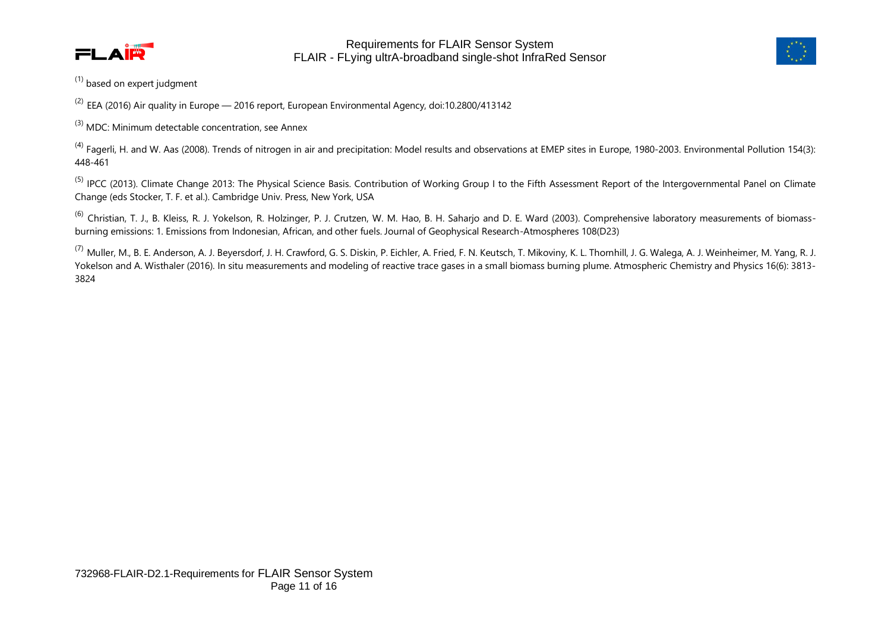[1] based on expert judgment

[2] EEA (2016) Air quality in Europe — 2016 report, European Environmental Agency, doi:10.2800/413142

[3] MDC: Minimum detectable concentration, see Annex

[4] Fagerli, H. and W. Aas (2008). Trends of nitrogen in air and precipitation: Model results and observations at EMEP sites in Europe, 1980-2003. Environmental Pollution 154(3): 448-461

[5] IPCC (2013). Climate Change 2013: The Physical Science Basis. Contribution of Working Group I to the Fifth Assessment Report of the Intergovernmental Panel on Climate Change (eds Stocker, T. F. et al.). Cambridge Univ. Press, New York, USA

[6] Christian, T. J., B. Kleiss, R. J. Yokelson, R. Holzinger, P. J. Crutzen, W. M. Hao, B. H. Saharjo and D. E. Ward (2003). Comprehensive laboratory measurements of biomass-burning emissions: 1. Emissions from Indonesian, African, and other fuels. Journal of Geophysical Research-Atmospheres 108(D23)

[7] Muller, M., B. E. Anderson, A. J. Beyersdorf, J. H. Crawford, G. S. Diskin, P. Eichler, A. Fried, F. N. Keutsch, T. Mikoviny, K. L. Thornhill, J. G. Walega, A. J. Weinheimer, M. Yang, R. J. Yokelson and A. Wisthaler (2016). In situ measurements and modeling of reactive trace gases in a small biomass burning plume. Atmospheric Chemistry and Physics 16(6): 3813-3824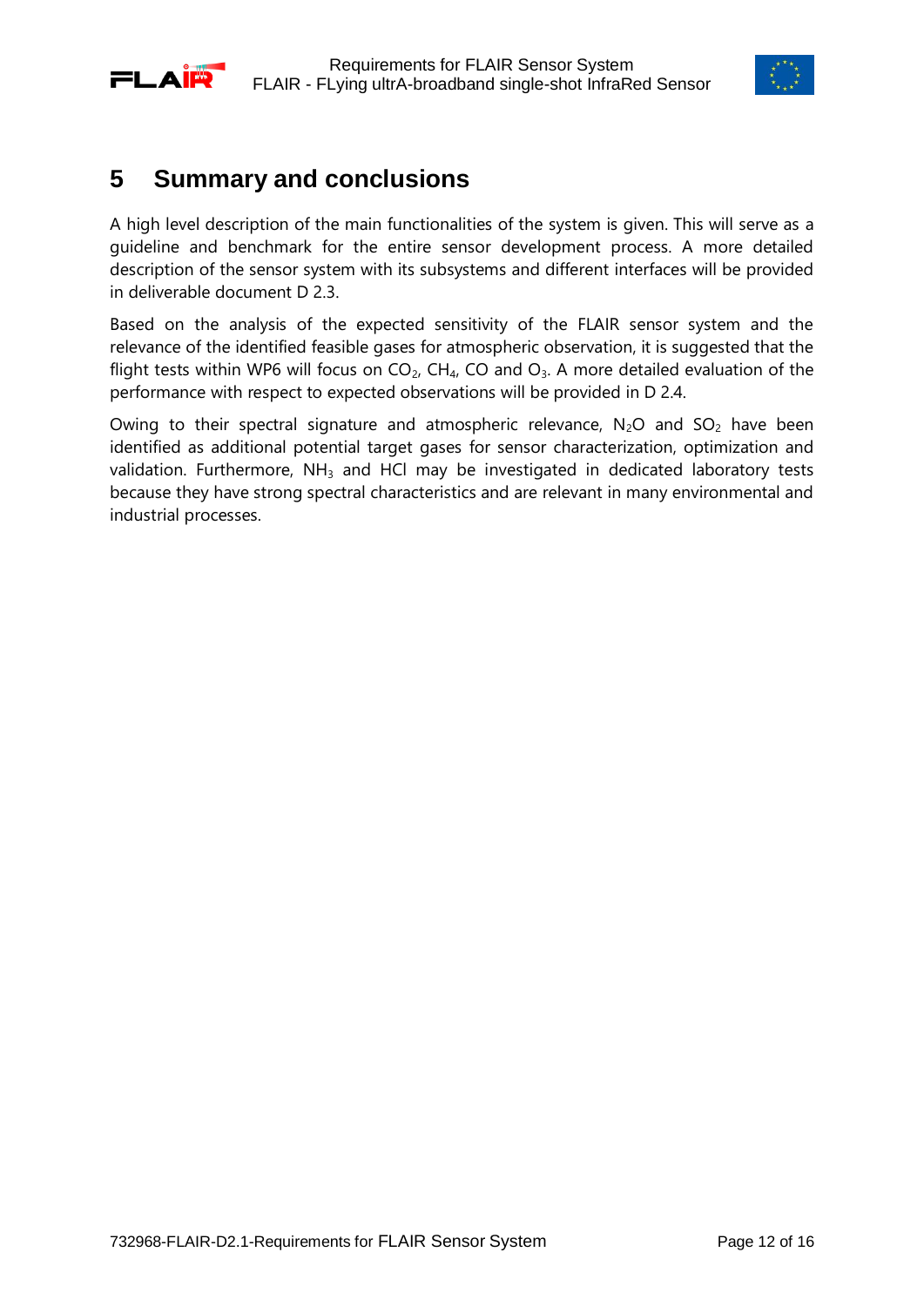# 5 Summary and conclusions

A high level description of the main functionalities of the system is given. This will serve as a guideline and benchmark for the entire sensor development process. A more detailed description of the sensor system with its subsystems and different interfaces will be provided in deliverable document D 2.3.

Based on the analysis of the expected sensitivity of the FLAIR sensor system and the relevance of the identified feasible gases for atmospheric observation, it is suggested that the flight tests within WP6 will focus on $CO_2$, $CH_4$, CO and $O_3$. A more detailed evaluation of the performance with respect to expected observations will be provided in D 2.4.

Owing to their spectral signature and atmospheric relevance, $N_2O$ and $SO_2$ have been identified as additional potential target gases for sensor characterization, optimization and validation. Furthermore, $NH_3$ and HCl may be investigated in dedicated laboratory tests because they have strong spectral characteristics and are relevant in many environmental and industrial processes.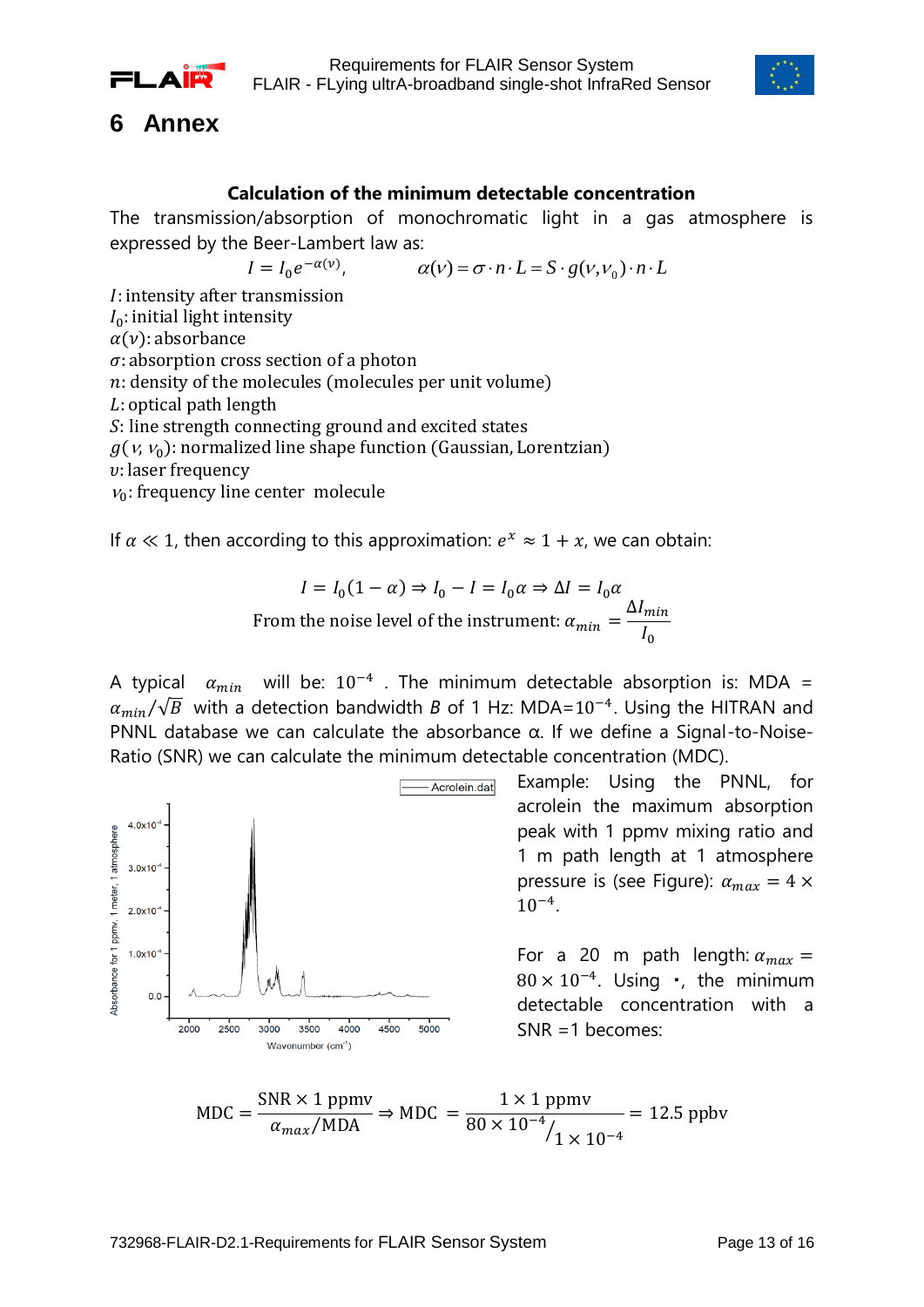# 6 Annex

**Calculation of the minimum detectable concentration**

The transmission/absorption of monochromatic light in a gas atmosphere is expressed by the Beer-Lambert law as:

$$I = I_0 e^{-\alpha(\nu)}, \qquad \alpha(\nu) = \sigma \cdot n \cdot L = S \cdot g(\nu, \nu_0) \cdot n \cdot L$$

$I$: intensity after transmission
$I_0$: initial light intensity
$\alpha(\nu)$: absorbance
$\sigma$: absorption cross section of a photon
$n$: density of the molecules (molecules per unit volume)
$L$: optical path length
$S$: line strength connecting ground and excited states
$g(\nu, \nu_0)$: normalized line shape function (Gaussian, Lorentzian)
$\upsilon$: laser frequency
$\nu_0$: frequency line center molecule

If $\alpha \ll 1$, then according to this approximation: $e^x \approx 1 + x$, we can obtain:

$$I = I_0(1 - \alpha) \Rightarrow I_0 - I = I_0\alpha \Rightarrow \Delta I = I_0\alpha$$

$$\text{From the noise level of the instrument: } \alpha_{min} = \frac{\Delta I_{min}}{I_0}$$

A typical $\alpha_{min}$ will be: $10^{-4}$ . The minimum detectable absorption is: MDA = $\alpha_{min}/\sqrt{B}$ with a detection bandwidth $B$ of 1 Hz: MDA=$10^{-4}$. Using the HITRAN and PNNL database we can calculate the absorbance α. If we define a Signal-to-Noise-Ratio (SNR) we can calculate the minimum detectable concentration (MDC).

Example: Using the PNNL, for acrolein the maximum absorption peak with 1 ppmv mixing ratio and 1 m path length at 1 atmosphere pressure is (see Figure): $\alpha_{max} = 4 \times 10^{-4}$.

For a 20 m path length: $\alpha_{max} = 80 \times 10^{-4}$. Using •, the minimum detectable concentration with a SNR =1 becomes:

$$\text{MDC} = \frac{\text{SNR} \times 1 \text{ ppmv}}{\alpha_{max}/\text{MDA}} \Rightarrow \text{MDC} = \frac{1 \times 1 \text{ ppmv}}{80 \times 10^{-4}/_{1 \times 10^{-4}}} = 12.5 \text{ ppbv}$$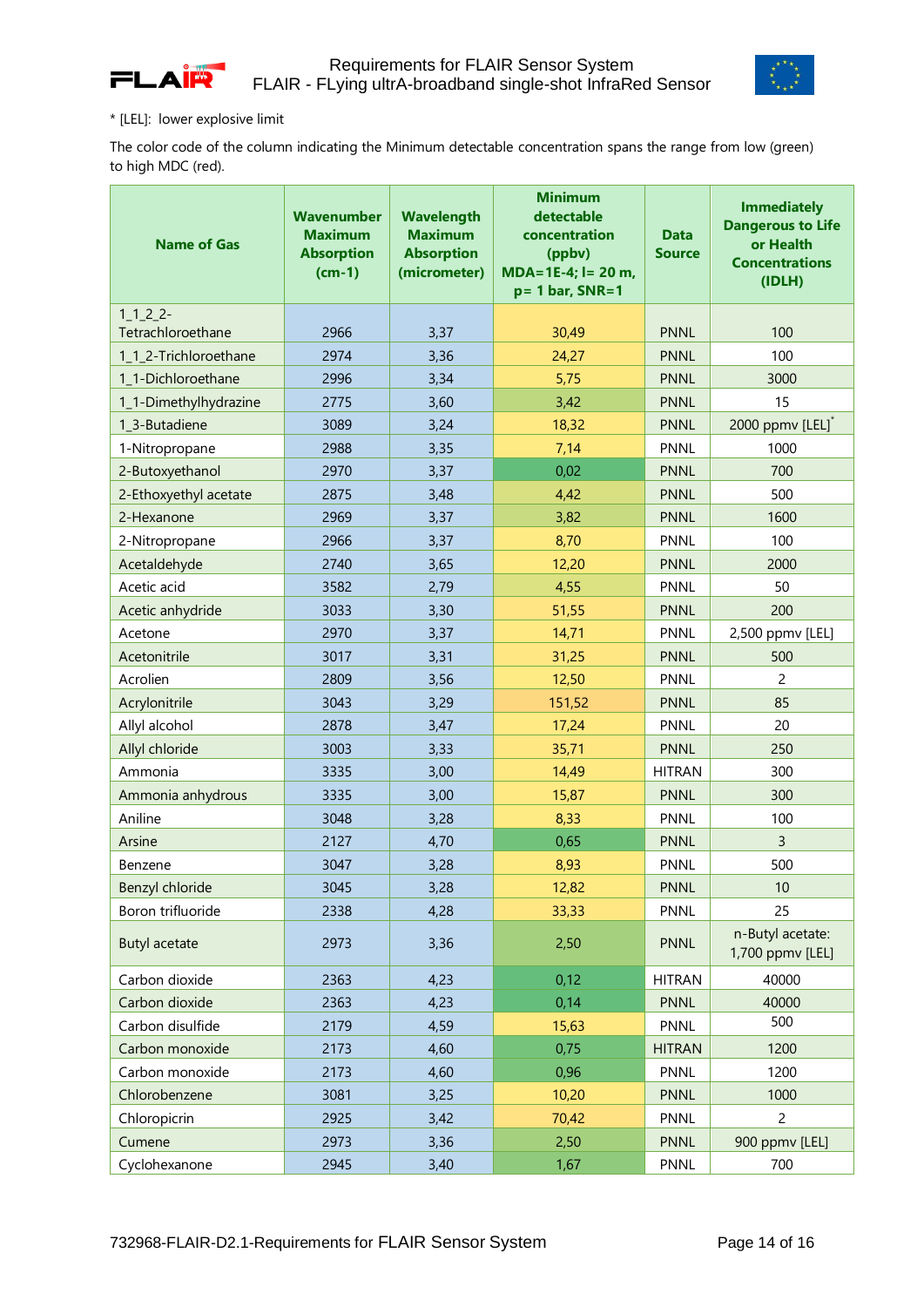* [LEL]: lower explosive limit

The color code of the column indicating the Minimum detectable concentration spans the range from low (green) to high MDC (red).

| Name of Gas | Wavenumber Maximum Absorption (cm-1) | Wavelength Maximum Absorption (micrometer) | Minimum detectable concentration (ppbv) MDA=1E-4; l= 20 m, p= 1 bar, SNR=1 | Data Source | Immediately Dangerous to Life or Health Concentrations (IDLH) |
|---|---|---|---|---|---|
| 1_1_2_2-Tetrachloroethane | 2966 | 3,37 | 30,49 | PNNL | 100 |
| 1_1_2-Trichloroethane | 2974 | 3,36 | 24,27 | PNNL | 100 |
| 1_1-Dichloroethane | 2996 | 3,34 | 5,75 | PNNL | 3000 |
| 1_1-Dimethylhydrazine | 2775 | 3,60 | 3,42 | PNNL | 15 |
| 1_3-Butadiene | 3089 | 3,24 | 18,32 | PNNL | 2000 ppmv [LEL]* |
| 1-Nitropropane | 2988 | 3,35 | 7,14 | PNNL | 1000 |
| 2-Butoxyethanol | 2970 | 3,37 | 0,02 | PNNL | 700 |
| 2-Ethoxyethyl acetate | 2875 | 3,48 | 4,42 | PNNL | 500 |
| 2-Hexanone | 2969 | 3,37 | 3,82 | PNNL | 1600 |
| 2-Nitropropane | 2966 | 3,37 | 8,70 | PNNL | 100 |
| Acetaldehyde | 2740 | 3,65 | 12,20 | PNNL | 2000 |
| Acetic acid | 3582 | 2,79 | 4,55 | PNNL | 50 |
| Acetic anhydride | 3033 | 3,30 | 51,55 | PNNL | 200 |
| Acetone | 2970 | 3,37 | 14,71 | PNNL | 2,500 ppmv [LEL] |
| Acetonitrile | 3017 | 3,31 | 31,25 | PNNL | 500 |
| Acrolien | 2809 | 3,56 | 12,50 | PNNL | 2 |
| Acrylonitrile | 3043 | 3,29 | 151,52 | PNNL | 85 |
| Allyl alcohol | 2878 | 3,47 | 17,24 | PNNL | 20 |
| Allyl chloride | 3003 | 3,33 | 35,71 | PNNL | 250 |
| Ammonia | 3335 | 3,00 | 14,49 | HITRAN | 300 |
| Ammonia anhydrous | 3335 | 3,00 | 15,87 | PNNL | 300 |
| Aniline | 3048 | 3,28 | 8,33 | PNNL | 100 |
| Arsine | 2127 | 4,70 | 0,65 | PNNL | 3 |
| Benzene | 3047 | 3,28 | 8,93 | PNNL | 500 |
| Benzyl chloride | 3045 | 3,28 | 12,82 | PNNL | 10 |
| Boron trifluoride | 2338 | 4,28 | 33,33 | PNNL | 25 |
| Butyl acetate | 2973 | 3,36 | 2,50 | PNNL | n-Butyl acetate: 1,700 ppmv [LEL] |
| Carbon dioxide | 2363 | 4,23 | 0,12 | HITRAN | 40000 |
| Carbon dioxide | 2363 | 4,23 | 0,14 | PNNL | 40000 |
| Carbon disulfide | 2179 | 4,59 | 15,63 | PNNL | 500 |
| Carbon monoxide | 2173 | 4,60 | 0,75 | HITRAN | 1200 |
| Carbon monoxide | 2173 | 4,60 | 0,96 | PNNL | 1200 |
| Chlorobenzene | 3081 | 3,25 | 10,20 | PNNL | 1000 |
| Chloropicrin | 2925 | 3,42 | 70,42 | PNNL | 2 |
| Cumene | 2973 | 3,36 | 2,50 | PNNL | 900 ppmv [LEL] |
| Cyclohexanone | 2945 | 3,40 | 1,67 | PNNL | 700 |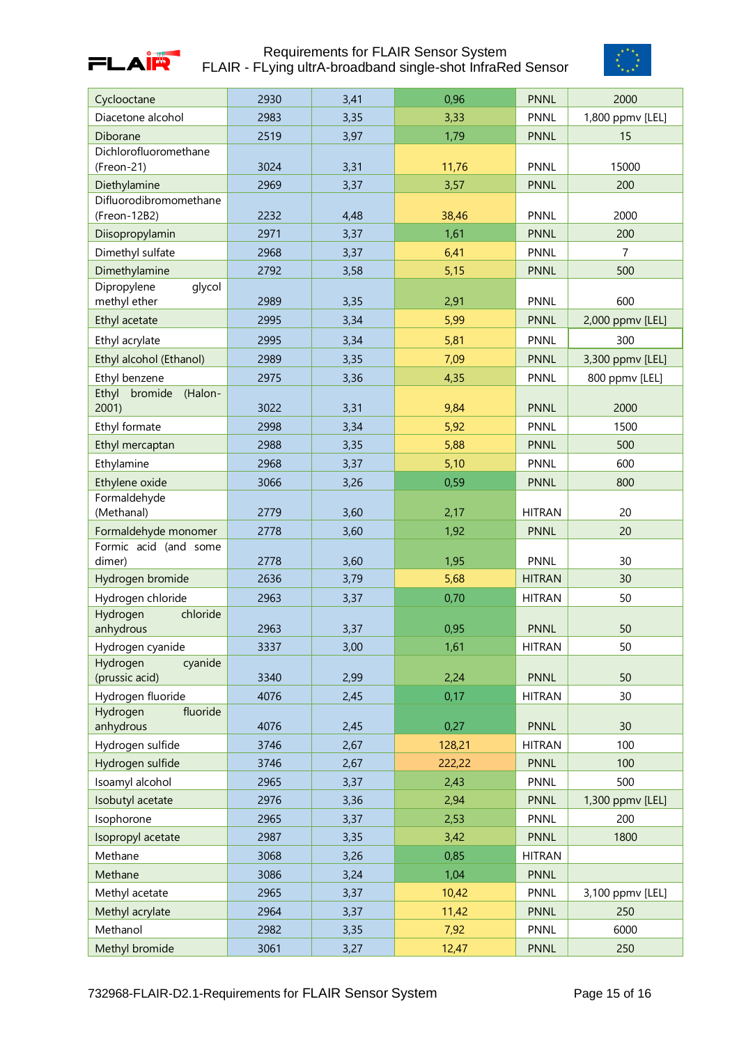| Cyclooctane | 2930 | 3,41 | 0,96 | PNNL | 2000 |
|---|---|---|---|---|---|
| Diacetone alcohol | 2983 | 3,35 | 3,33 | PNNL | 1,800 ppmv [LEL] |
| Diborane | 2519 | 3,97 | 1,79 | PNNL | 15 |
| Dichlorofluoromethane (Freon-21) | 3024 | 3,31 | 11,76 | PNNL | 15000 |
| Diethylamine | 2969 | 3,37 | 3,57 | PNNL | 200 |
| Difluorodibromomethane (Freon-12B2) | 2232 | 4,48 | 38,46 | PNNL | 2000 |
| Diisopropylamin | 2971 | 3,37 | 1,61 | PNNL | 200 |
| Dimethyl sulfate | 2968 | 3,37 | 6,41 | PNNL | 7 |
| Dimethylamine | 2792 | 3,58 | 5,15 | PNNL | 500 |
| Dipropylene glycol methyl ether | 2989 | 3,35 | 2,91 | PNNL | 600 |
| Ethyl acetate | 2995 | 3,34 | 5,99 | PNNL | 2,000 ppmv [LEL] |
| Ethyl acrylate | 2995 | 3,34 | 5,81 | PNNL | 300 |
| Ethyl alcohol (Ethanol) | 2989 | 3,35 | 7,09 | PNNL | 3,300 ppmv [LEL] |
| Ethyl benzene | 2975 | 3,36 | 4,35 | PNNL | 800 ppmv [LEL] |
| Ethyl bromide (Halon-2001) | 3022 | 3,31 | 9,84 | PNNL | 2000 |
| Ethyl formate | 2998 | 3,34 | 5,92 | PNNL | 1500 |
| Ethyl mercaptan | 2988 | 3,35 | 5,88 | PNNL | 500 |
| Ethylamine | 2968 | 3,37 | 5,10 | PNNL | 600 |
| Ethylene oxide | 3066 | 3,26 | 0,59 | PNNL | 800 |
| Formaldehyde (Methanal) | 2779 | 3,60 | 2,17 | HITRAN | 20 |
| Formaldehyde monomer | 2778 | 3,60 | 1,92 | PNNL | 20 |
| Formic acid (and some dimer) | 2778 | 3,60 | 1,95 | PNNL | 30 |
| Hydrogen bromide | 2636 | 3,79 | 5,68 | HITRAN | 30 |
| Hydrogen chloride | 2963 | 3,37 | 0,70 | HITRAN | 50 |
| Hydrogen chloride anhydrous | 2963 | 3,37 | 0,95 | PNNL | 50 |
| Hydrogen cyanide | 3337 | 3,00 | 1,61 | HITRAN | 50 |
| Hydrogen cyanide (prussic acid) | 3340 | 2,99 | 2,24 | PNNL | 50 |
| Hydrogen fluoride | 4076 | 2,45 | 0,17 | HITRAN | 30 |
| Hydrogen fluoride anhydrous | 4076 | 2,45 | 0,27 | PNNL | 30 |
| Hydrogen sulfide | 3746 | 2,67 | 128,21 | HITRAN | 100 |
| Hydrogen sulfide | 3746 | 2,67 | 222,22 | PNNL | 100 |
| Isoamyl alcohol | 2965 | 3,37 | 2,43 | PNNL | 500 |
| Isobutyl acetate | 2976 | 3,36 | 2,94 | PNNL | 1,300 ppmv [LEL] |
| Isophorone | 2965 | 3,37 | 2,53 | PNNL | 200 |
| Isopropyl acetate | 2987 | 3,35 | 3,42 | PNNL | 1800 |
| Methane | 3068 | 3,26 | 0,85 | HITRAN | |
| Methane | 3086 | 3,24 | 1,04 | PNNL | |
| Methyl acetate | 2965 | 3,37 | 10,42 | PNNL | 3,100 ppmv [LEL] |
| Methyl acrylate | 2964 | 3,37 | 11,42 | PNNL | 250 |
| Methanol | 2982 | 3,35 | 7,92 | PNNL | 6000 |
| Methyl bromide | 3061 | 3,27 | 12,47 | PNNL | 250 |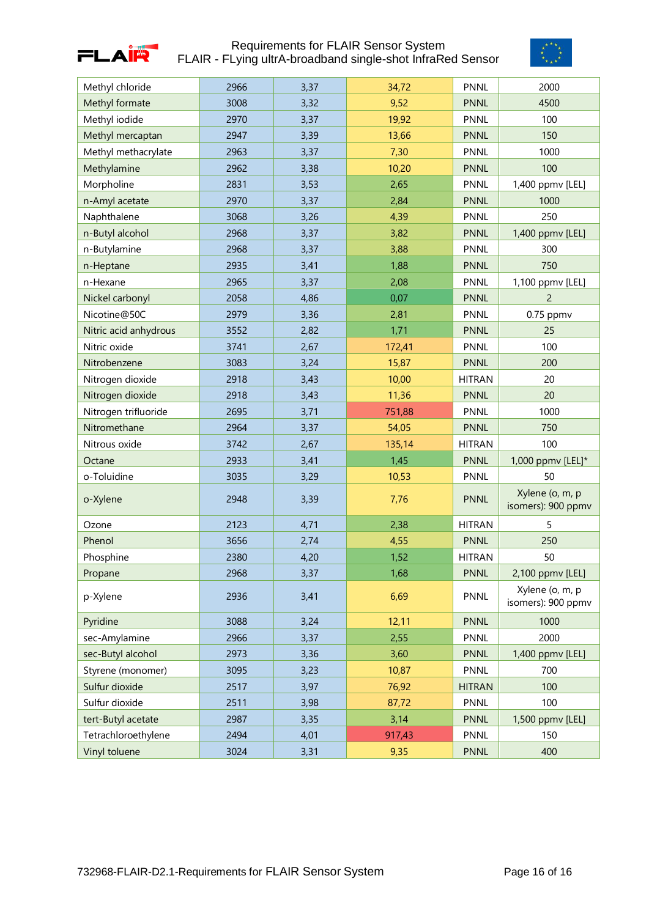| | | | | | |
|---|---|---|---|---|---|
| Methyl chloride | 2966 | 3,37 | 34,72 | PNNL | 2000 |
| Methyl formate | 3008 | 3,32 | 9,52 | PNNL | 4500 |
| Methyl iodide | 2970 | 3,37 | 19,92 | PNNL | 100 |
| Methyl mercaptan | 2947 | 3,39 | 13,66 | PNNL | 150 |
| Methyl methacrylate | 2963 | 3,37 | 7,30 | PNNL | 1000 |
| Methylamine | 2962 | 3,38 | 10,20 | PNNL | 100 |
| Morpholine | 2831 | 3,53 | 2,65 | PNNL | 1,400 ppmv [LEL] |
| n-Amyl acetate | 2970 | 3,37 | 2,84 | PNNL | 1000 |
| Naphthalene | 3068 | 3,26 | 4,39 | PNNL | 250 |
| n-Butyl alcohol | 2968 | 3,37 | 3,82 | PNNL | 1,400 ppmv [LEL] |
| n-Butylamine | 2968 | 3,37 | 3,88 | PNNL | 300 |
| n-Heptane | 2935 | 3,41 | 1,88 | PNNL | 750 |
| n-Hexane | 2965 | 3,37 | 2,08 | PNNL | 1,100 ppmv [LEL] |
| Nickel carbonyl | 2058 | 4,86 | 0,07 | PNNL | 2 |
| Nicotine@50C | 2979 | 3,36 | 2,81 | PNNL | 0.75 ppmv |
| Nitric acid anhydrous | 3552 | 2,82 | 1,71 | PNNL | 25 |
| Nitric oxide | 3741 | 2,67 | 172,41 | PNNL | 100 |
| Nitrobenzene | 3083 | 3,24 | 15,87 | PNNL | 200 |
| Nitrogen dioxide | 2918 | 3,43 | 10,00 | HITRAN | 20 |
| Nitrogen dioxide | 2918 | 3,43 | 11,36 | PNNL | 20 |
| Nitrogen trifluoride | 2695 | 3,71 | 751,88 | PNNL | 1000 |
| Nitromethane | 2964 | 3,37 | 54,05 | PNNL | 750 |
| Nitrous oxide | 3742 | 2,67 | 135,14 | HITRAN | 100 |
| Octane | 2933 | 3,41 | 1,45 | PNNL | 1,000 ppmv [LEL]* |
| o-Toluidine | 3035 | 3,29 | 10,53 | PNNL | 50 |
| o-Xylene | 2948 | 3,39 | 7,76 | PNNL | Xylene (o, m, p isomers): 900 ppmv |
| Ozone | 2123 | 4,71 | 2,38 | HITRAN | 5 |
| Phenol | 3656 | 2,74 | 4,55 | PNNL | 250 |
| Phosphine | 2380 | 4,20 | 1,52 | HITRAN | 50 |
| Propane | 2968 | 3,37 | 1,68 | PNNL | 2,100 ppmv [LEL] |
| p-Xylene | 2936 | 3,41 | 6,69 | PNNL | Xylene (o, m, p isomers): 900 ppmv |
| Pyridine | 3088 | 3,24 | 12,11 | PNNL | 1000 |
| sec-Amylamine | 2966 | 3,37 | 2,55 | PNNL | 2000 |
| sec-Butyl alcohol | 2973 | 3,36 | 3,60 | PNNL | 1,400 ppmv [LEL] |
| Styrene (monomer) | 3095 | 3,23 | 10,87 | PNNL | 700 |
| Sulfur dioxide | 2517 | 3,97 | 76,92 | HITRAN | 100 |
| Sulfur dioxide | 2511 | 3,98 | 87,72 | PNNL | 100 |
| tert-Butyl acetate | 2987 | 3,35 | 3,14 | PNNL | 1,500 ppmv [LEL] |
| Tetrachloroethylene | 2494 | 4,01 | 917,43 | PNNL | 150 |
| Vinyl toluene | 3024 | 3,31 | 9,35 | PNNL | 400 |